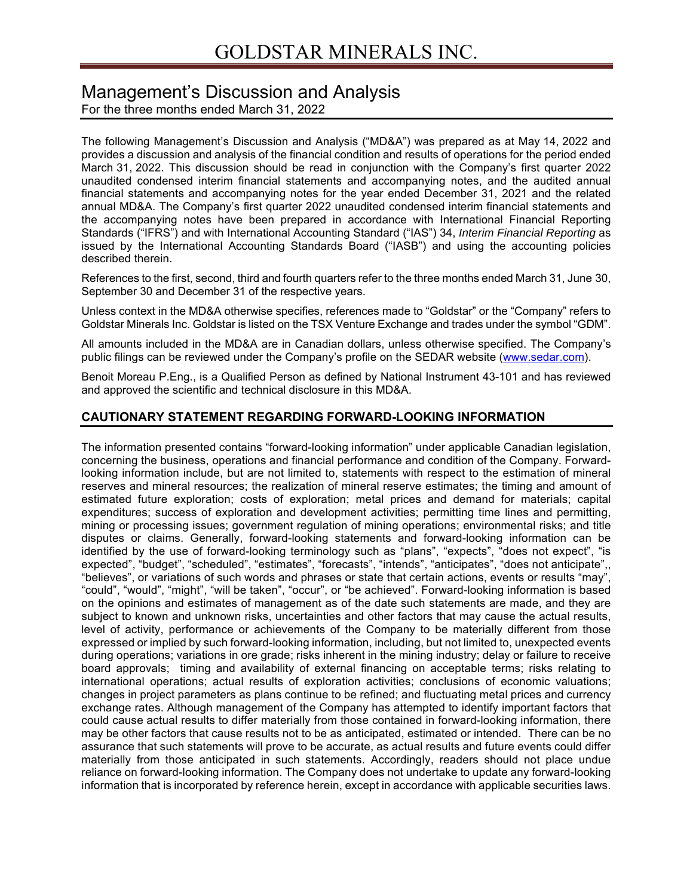# GOLDSTAR MINERALS INC.

## Management's Discussion and Analysis

For the three months ended March 31, 2022

The following Management's Discussion and Analysis ("MD&A") was prepared as at May 14, 2022 and provides a discussion and analysis of the financial condition and results of operations for the period ended March 31, 2022. This discussion should be read in conjunction with the Company's first quarter 2022 unaudited condensed interim financial statements and accompanying notes, and the audited annual financial statements and accompanying notes for the year ended December 31, 2021 and the related annual MD&A. The Company's first quarter 2022 unaudited condensed interim financial statements and the accompanying notes have been prepared in accordance with International Financial Reporting Standards ("IFRS") and with International Accounting Standard ("IAS") 34, *Interim Financial Reporting* as issued by the International Accounting Standards Board ("IASB") and using the accounting policies described therein.

References to the first, second, third and fourth quarters refer to the three months ended March 31, June 30, September 30 and December 31 of the respective years.

Unless context in the MD&A otherwise specifies, references made to "Goldstar" or the "Company" refers to Goldstar Minerals Inc. Goldstar is listed on the TSX Venture Exchange and trades under the symbol "GDM".

All amounts included in the MD&A are in Canadian dollars, unless otherwise specified. The Company's public filings can be reviewed under the Company's profile on the SEDAR website (www.sedar.com).

Benoit Moreau P.Eng., is a Qualified Person as defined by National Instrument 43-101 and has reviewed and approved the scientific and technical disclosure in this MD&A.

## CAUTIONARY STATEMENT REGARDING FORWARD-LOOKING INFORMATION

The information presented contains "forward-looking information" under applicable Canadian legislation, concerning the business, operations and financial performance and condition of the Company. Forward-looking information include, but are not limited to, statements with respect to the estimation of mineral reserves and mineral resources; the realization of mineral reserve estimates; the timing and amount of estimated future exploration; costs of exploration; metal prices and demand for materials; capital expenditures; success of exploration and development activities; permitting time lines and permitting, mining or processing issues; government regulation of mining operations; environmental risks; and title disputes or claims. Generally, forward-looking statements and forward-looking information can be identified by the use of forward-looking terminology such as "plans", "expects", "does not expect", "is expected", "budget", "scheduled", "estimates", "forecasts", "intends", "anticipates", "does not anticipate",, "believes", or variations of such words and phrases or state that certain actions, events or results "may", "could", "would", "might", "will be taken", "occur", or "be achieved". Forward-looking information is based on the opinions and estimates of management as of the date such statements are made, and they are subject to known and unknown risks, uncertainties and other factors that may cause the actual results, level of activity, performance or achievements of the Company to be materially different from those expressed or implied by such forward-looking information, including, but not limited to, unexpected events during operations; variations in ore grade; risks inherent in the mining industry; delay or failure to receive board approvals; timing and availability of external financing on acceptable terms; risks relating to international operations; actual results of exploration activities; conclusions of economic valuations; changes in project parameters as plans continue to be refined; and fluctuating metal prices and currency exchange rates. Although management of the Company has attempted to identify important factors that could cause actual results to differ materially from those contained in forward-looking information, there may be other factors that cause results not to be as anticipated, estimated or intended. There can be no assurance that such statements will prove to be accurate, as actual results and future events could differ materially from those anticipated in such statements. Accordingly, readers should not place undue reliance on forward-looking information. The Company does not undertake to update any forward-looking information that is incorporated by reference herein, except in accordance with applicable securities laws.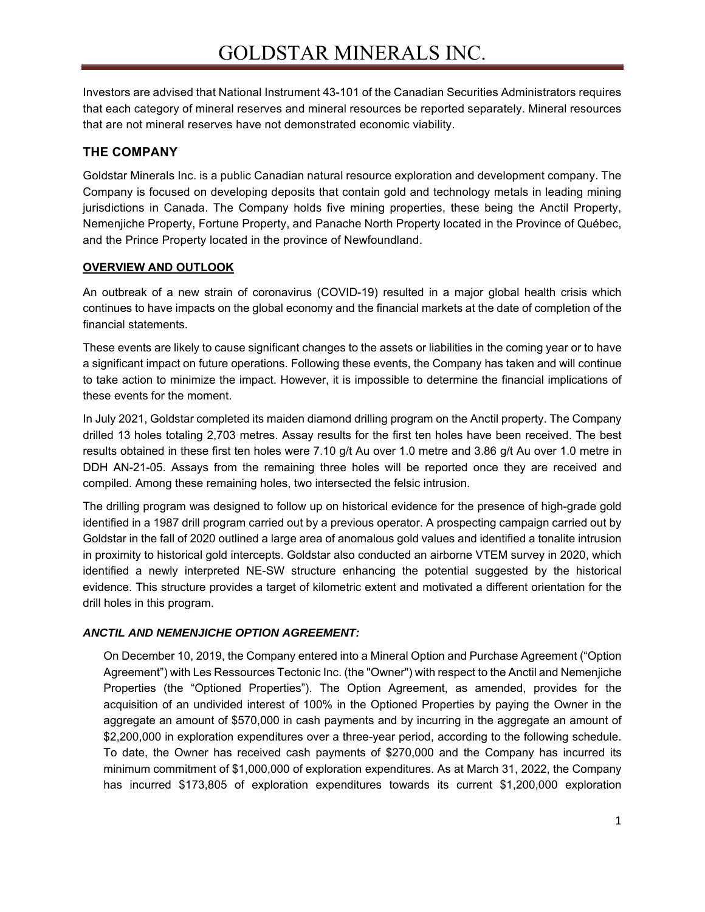Investors are advised that National Instrument 43-101 of the Canadian Securities Administrators requires that each category of mineral reserves and mineral resources be reported separately. Mineral resources that are not mineral reserves have not demonstrated economic viability.

## THE COMPANY

Goldstar Minerals Inc. is a public Canadian natural resource exploration and development company. The Company is focused on developing deposits that contain gold and technology metals in leading mining jurisdictions in Canada. The Company holds five mining properties, these being the Anctil Property, Nemenjiche Property, Fortune Property, and Panache North Property located in the Province of Québec, and the Prince Property located in the province of Newfoundland.

### OVERVIEW AND OUTLOOK

An outbreak of a new strain of coronavirus (COVID-19) resulted in a major global health crisis which continues to have impacts on the global economy and the financial markets at the date of completion of the financial statements.

These events are likely to cause significant changes to the assets or liabilities in the coming year or to have a significant impact on future operations. Following these events, the Company has taken and will continue to take action to minimize the impact. However, it is impossible to determine the financial implications of these events for the moment.

In July 2021, Goldstar completed its maiden diamond drilling program on the Anctil property. The Company drilled 13 holes totaling 2,703 metres. Assay results for the first ten holes have been received. The best results obtained in these first ten holes were 7.10 g/t Au over 1.0 metre and 3.86 g/t Au over 1.0 metre in DDH AN-21-05. Assays from the remaining three holes will be reported once they are received and compiled. Among these remaining holes, two intersected the felsic intrusion.

The drilling program was designed to follow up on historical evidence for the presence of high-grade gold identified in a 1987 drill program carried out by a previous operator. A prospecting campaign carried out by Goldstar in the fall of 2020 outlined a large area of anomalous gold values and identified a tonalite intrusion in proximity to historical gold intercepts. Goldstar also conducted an airborne VTEM survey in 2020, which identified a newly interpreted NE-SW structure enhancing the potential suggested by the historical evidence. This structure provides a target of kilometric extent and motivated a different orientation for the drill holes in this program.

### *ANCTIL AND NEMENJICHE OPTION AGREEMENT:*

On December 10, 2019, the Company entered into a Mineral Option and Purchase Agreement ("Option Agreement") with Les Ressources Tectonic Inc. (the "Owner") with respect to the Anctil and Nemenjiche Properties (the "Optioned Properties"). The Option Agreement, as amended, provides for the acquisition of an undivided interest of 100% in the Optioned Properties by paying the Owner in the aggregate an amount of $570,000 in cash payments and by incurring in the aggregate an amount of $2,200,000 in exploration expenditures over a three-year period, according to the following schedule. To date, the Owner has received cash payments of $270,000 and the Company has incurred its minimum commitment of $1,000,000 of exploration expenditures. As at March 31, 2022, the Company has incurred $173,805 of exploration expenditures towards its current $1,200,000 exploration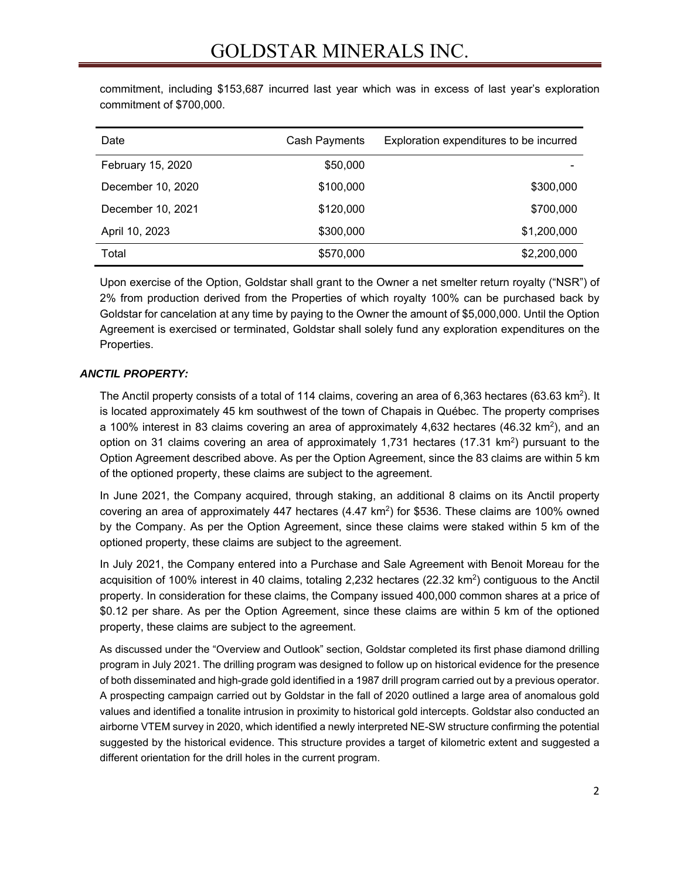commitment, including \$153,687 incurred last year which was in excess of last year's exploration commitment of \$700,000.

| Date | Cash Payments | Exploration expenditures to be incurred |
|---|---:|---:|
| February 15, 2020 | \$50,000 | - |
| December 10, 2020 | \$100,000 | \$300,000 |
| December 10, 2021 | \$120,000 | \$700,000 |
| April 10, 2023 | \$300,000 | \$1,200,000 |
| Total | \$570,000 | \$2,200,000 |

Upon exercise of the Option, Goldstar shall grant to the Owner a net smelter return royalty ("NSR") of 2% from production derived from the Properties of which royalty 100% can be purchased back by Goldstar for cancelation at any time by paying to the Owner the amount of \$5,000,000. Until the Option Agreement is exercised or terminated, Goldstar shall solely fund any exploration expenditures on the Properties.

***ANCTIL PROPERTY:***

The Anctil property consists of a total of 114 claims, covering an area of 6,363 hectares (63.63 km$^2$). It is located approximately 45 km southwest of the town of Chapais in Québec. The property comprises a 100% interest in 83 claims covering an area of approximately 4,632 hectares (46.32 km$^2$), and an option on 31 claims covering an area of approximately 1,731 hectares (17.31 km$^2$) pursuant to the Option Agreement described above. As per the Option Agreement, since the 83 claims are within 5 km of the optioned property, these claims are subject to the agreement.

In June 2021, the Company acquired, through staking, an additional 8 claims on its Anctil property covering an area of approximately 447 hectares (4.47 km$^2$) for \$536. These claims are 100% owned by the Company. As per the Option Agreement, since these claims were staked within 5 km of the optioned property, these claims are subject to the agreement.

In July 2021, the Company entered into a Purchase and Sale Agreement with Benoit Moreau for the acquisition of 100% interest in 40 claims, totaling 2,232 hectares (22.32 km$^2$) contiguous to the Anctil property. In consideration for these claims, the Company issued 400,000 common shares at a price of \$0.12 per share. As per the Option Agreement, since these claims are within 5 km of the optioned property, these claims are subject to the agreement.

As discussed under the "Overview and Outlook" section, Goldstar completed its first phase diamond drilling program in July 2021. The drilling program was designed to follow up on historical evidence for the presence of both disseminated and high-grade gold identified in a 1987 drill program carried out by a previous operator. A prospecting campaign carried out by Goldstar in the fall of 2020 outlined a large area of anomalous gold values and identified a tonalite intrusion in proximity to historical gold intercepts. Goldstar also conducted an airborne VTEM survey in 2020, which identified a newly interpreted NE-SW structure confirming the potential suggested by the historical evidence. This structure provides a target of kilometric extent and suggested a different orientation for the drill holes in the current program.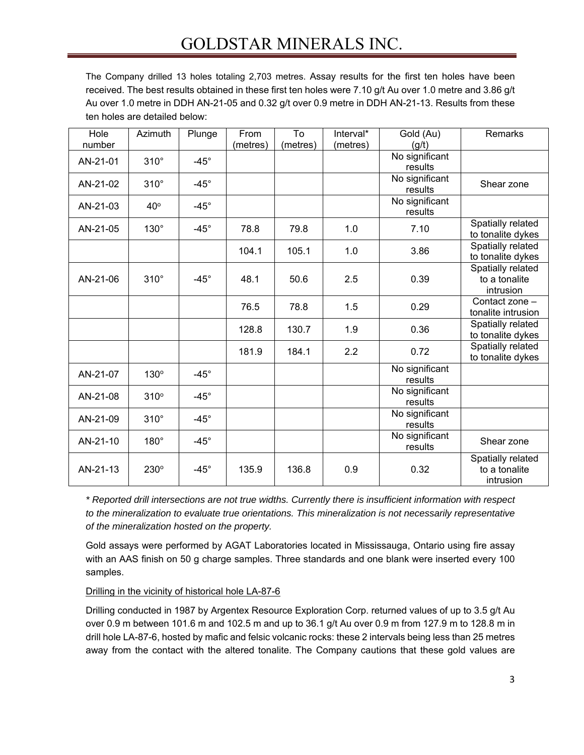The Company drilled 13 holes totaling 2,703 metres. Assay results for the first ten holes have been received. The best results obtained in these first ten holes were 7.10 g/t Au over 1.0 metre and 3.86 g/t Au over 1.0 metre in DDH AN-21-05 and 0.32 g/t over 0.9 metre in DDH AN-21-13. Results from these ten holes are detailed below:

| Hole number | Azimuth | Plunge | From (metres) | To (metres) | Interval* (metres) | Gold (Au) (g/t) | Remarks |
|---|---|---|---|---|---|---|---|
| AN-21-01 | 310° | -45° | | | | No significant results | |
| AN-21-02 | 310° | -45° | | | | No significant results | Shear zone |
| AN-21-03 | 40° | -45° | | | | No significant results | |
| AN-21-05 | 130° | -45° | 78.8 | 79.8 | 1.0 | 7.10 | Spatially related to tonalite dykes |
| | | | 104.1 | 105.1 | 1.0 | 3.86 | Spatially related to tonalite dykes |
| AN-21-06 | 310° | -45° | 48.1 | 50.6 | 2.5 | 0.39 | Spatially related to a tonalite intrusion |
| | | | 76.5 | 78.8 | 1.5 | 0.29 | Contact zone – tonalite intrusion |
| | | | 128.8 | 130.7 | 1.9 | 0.36 | Spatially related to tonalite dykes |
| | | | 181.9 | 184.1 | 2.2 | 0.72 | Spatially related to tonalite dykes |
| AN-21-07 | 130° | -45° | | | | No significant results | |
| AN-21-08 | 310° | -45° | | | | No significant results | |
| AN-21-09 | 310° | -45° | | | | No significant results | |
| AN-21-10 | 180° | -45° | | | | No significant results | Shear zone |
| AN-21-13 | 230° | -45° | 135.9 | 136.8 | 0.9 | 0.32 | Spatially related to a tonalite intrusion |

*\* Reported drill intersections are not true widths. Currently there is insufficient information with respect to the mineralization to evaluate true orientations. This mineralization is not necessarily representative of the mineralization hosted on the property.*

Gold assays were performed by AGAT Laboratories located in Mississauga, Ontario using fire assay with an AAS finish on 50 g charge samples. Three standards and one blank were inserted every 100 samples.

Drilling in the vicinity of historical hole LA-87-6

Drilling conducted in 1987 by Argentex Resource Exploration Corp. returned values of up to 3.5 g/t Au over 0.9 m between 101.6 m and 102.5 m and up to 36.1 g/t Au over 0.9 m from 127.9 m to 128.8 m in drill hole LA-87-6, hosted by mafic and felsic volcanic rocks: these 2 intervals being less than 25 metres away from the contact with the altered tonalite. The Company cautions that these gold values are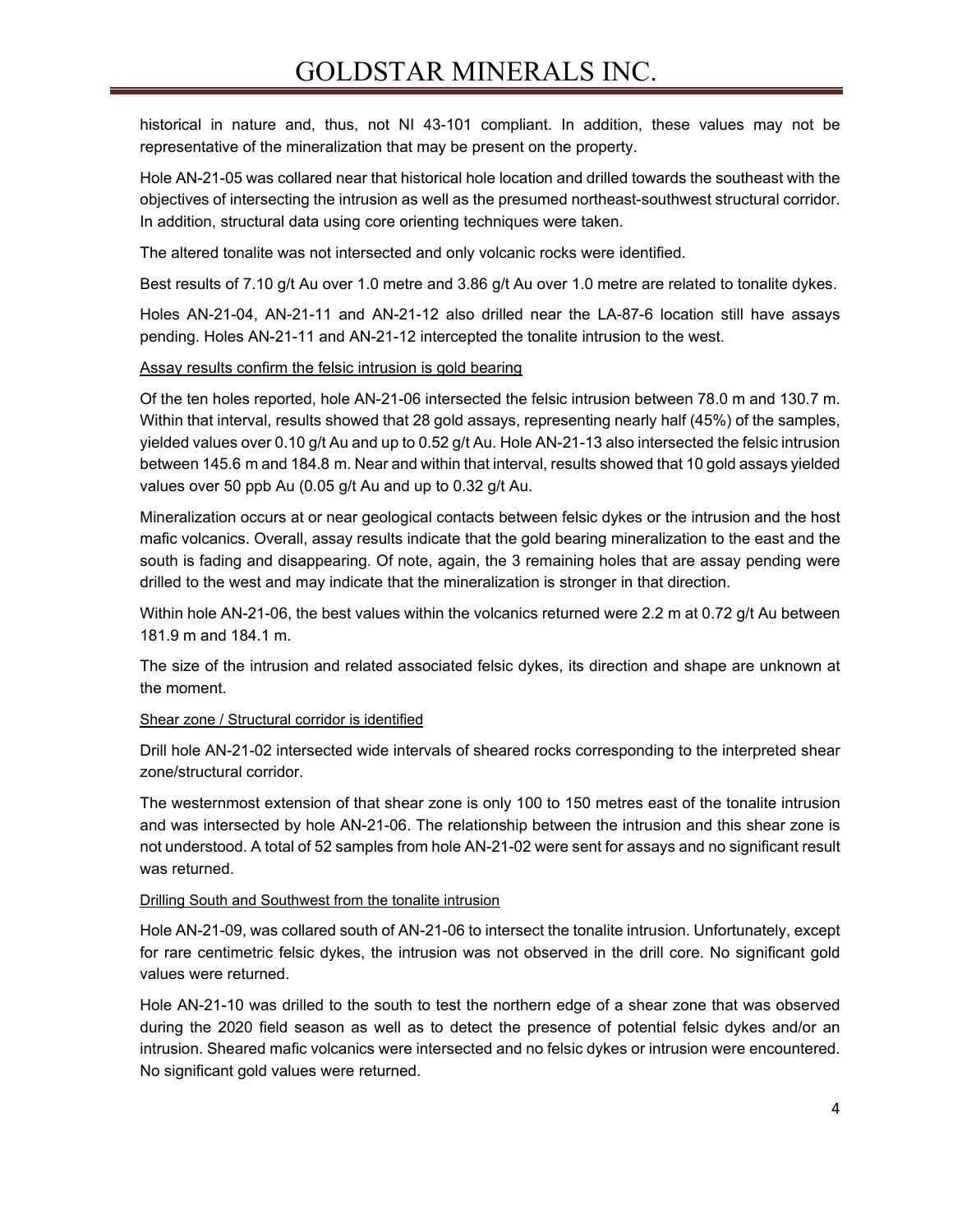historical in nature and, thus, not NI 43-101 compliant. In addition, these values may not be representative of the mineralization that may be present on the property.

Hole AN-21-05 was collared near that historical hole location and drilled towards the southeast with the objectives of intersecting the intrusion as well as the presumed northeast-southwest structural corridor. In addition, structural data using core orienting techniques were taken.

The altered tonalite was not intersected and only volcanic rocks were identified.

Best results of 7.10 g/t Au over 1.0 metre and 3.86 g/t Au over 1.0 metre are related to tonalite dykes.

Holes AN-21-04, AN-21-11 and AN-21-12 also drilled near the LA-87-6 location still have assays pending. Holes AN-21-11 and AN-21-12 intercepted the tonalite intrusion to the west.

<u>Assay results confirm the felsic intrusion is gold bearing</u>

Of the ten holes reported, hole AN-21-06 intersected the felsic intrusion between 78.0 m and 130.7 m. Within that interval, results showed that 28 gold assays, representing nearly half (45%) of the samples, yielded values over 0.10 g/t Au and up to 0.52 g/t Au. Hole AN-21-13 also intersected the felsic intrusion between 145.6 m and 184.8 m. Near and within that interval, results showed that 10 gold assays yielded values over 50 ppb Au (0.05 g/t Au and up to 0.32 g/t Au.

Mineralization occurs at or near geological contacts between felsic dykes or the intrusion and the host mafic volcanics. Overall, assay results indicate that the gold bearing mineralization to the east and the south is fading and disappearing. Of note, again, the 3 remaining holes that are assay pending were drilled to the west and may indicate that the mineralization is stronger in that direction.

Within hole AN-21-06, the best values within the volcanics returned were 2.2 m at 0.72 g/t Au between 181.9 m and 184.1 m.

The size of the intrusion and related associated felsic dykes, its direction and shape are unknown at the moment.

<u>Shear zone / Structural corridor is identified</u>

Drill hole AN-21-02 intersected wide intervals of sheared rocks corresponding to the interpreted shear zone/structural corridor.

The westernmost extension of that shear zone is only 100 to 150 metres east of the tonalite intrusion and was intersected by hole AN-21-06. The relationship between the intrusion and this shear zone is not understood. A total of 52 samples from hole AN-21-02 were sent for assays and no significant result was returned.

<u>Drilling South and Southwest from the tonalite intrusion</u>

Hole AN-21-09, was collared south of AN-21-06 to intersect the tonalite intrusion. Unfortunately, except for rare centimetric felsic dykes, the intrusion was not observed in the drill core. No significant gold values were returned.

Hole AN-21-10 was drilled to the south to test the northern edge of a shear zone that was observed during the 2020 field season as well as to detect the presence of potential felsic dykes and/or an intrusion. Sheared mafic volcanics were intersected and no felsic dykes or intrusion were encountered. No significant gold values were returned.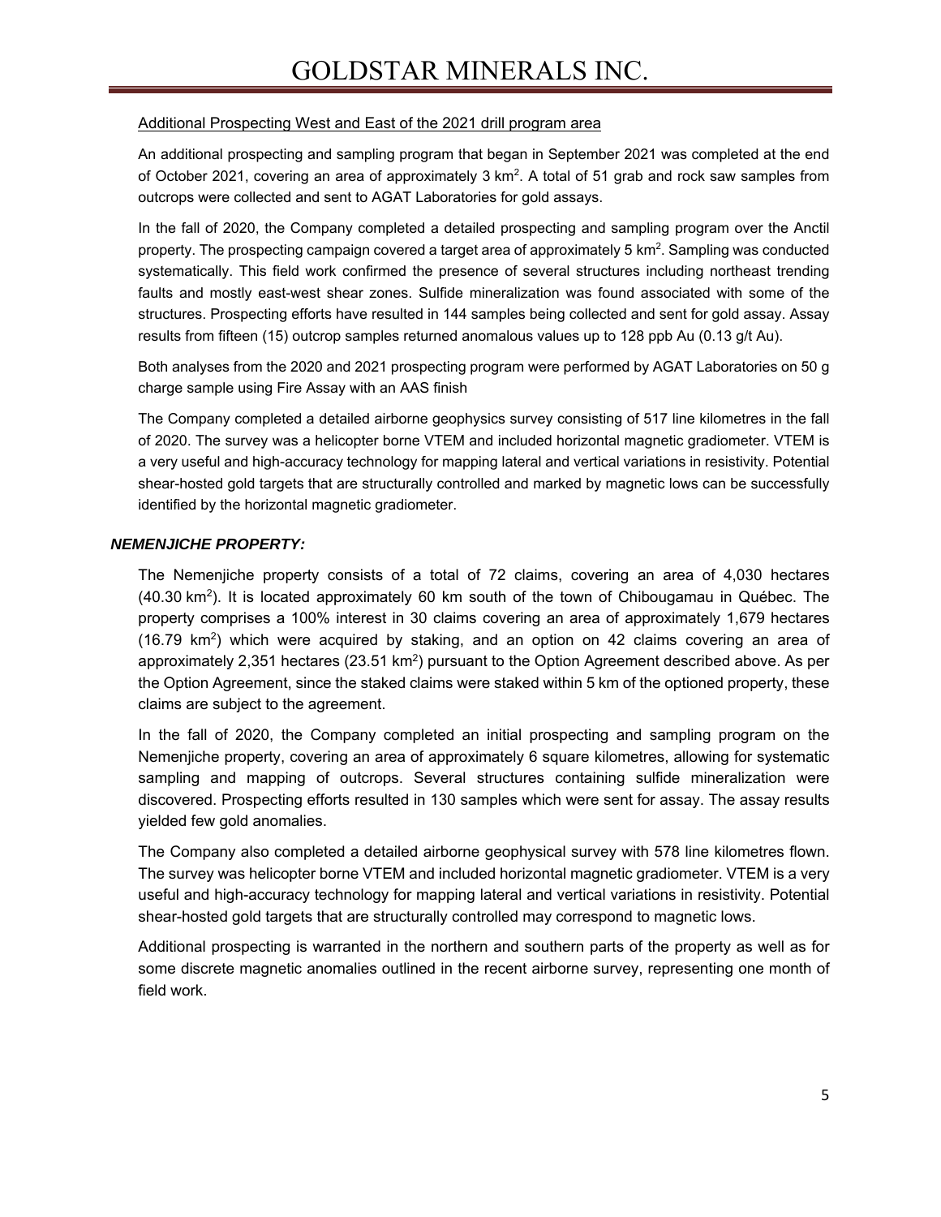Additional Prospecting West and East of the 2021 drill program area

An additional prospecting and sampling program that began in September 2021 was completed at the end of October 2021, covering an area of approximately 3 $km^2$. A total of 51 grab and rock saw samples from outcrops were collected and sent to AGAT Laboratories for gold assays.

In the fall of 2020, the Company completed a detailed prospecting and sampling program over the Anctil property. The prospecting campaign covered a target area of approximately 5 $km^2$. Sampling was conducted systematically. This field work confirmed the presence of several structures including northeast trending faults and mostly east-west shear zones. Sulfide mineralization was found associated with some of the structures. Prospecting efforts have resulted in 144 samples being collected and sent for gold assay. Assay results from fifteen (15) outcrop samples returned anomalous values up to 128 ppb Au (0.13 g/t Au).

Both analyses from the 2020 and 2021 prospecting program were performed by AGAT Laboratories on 50 g charge sample using Fire Assay with an AAS finish

The Company completed a detailed airborne geophysics survey consisting of 517 line kilometres in the fall of 2020. The survey was a helicopter borne VTEM and included horizontal magnetic gradiometer. VTEM is a very useful and high-accuracy technology for mapping lateral and vertical variations in resistivity. Potential shear-hosted gold targets that are structurally controlled and marked by magnetic lows can be successfully identified by the horizontal magnetic gradiometer.

***NEMENJICHE PROPERTY:***

The Nemenjiche property consists of a total of 72 claims, covering an area of 4,030 hectares (40.30 $km^2$). It is located approximately 60 km south of the town of Chibougamau in Québec. The property comprises a 100% interest in 30 claims covering an area of approximately 1,679 hectares (16.79 $km^2$) which were acquired by staking, and an option on 42 claims covering an area of approximately 2,351 hectares (23.51 $km^2$) pursuant to the Option Agreement described above. As per the Option Agreement, since the staked claims were staked within 5 km of the optioned property, these claims are subject to the agreement.

In the fall of 2020, the Company completed an initial prospecting and sampling program on the Nemenjiche property, covering an area of approximately 6 square kilometres, allowing for systematic sampling and mapping of outcrops. Several structures containing sulfide mineralization were discovered. Prospecting efforts resulted in 130 samples which were sent for assay. The assay results yielded few gold anomalies.

The Company also completed a detailed airborne geophysical survey with 578 line kilometres flown. The survey was helicopter borne VTEM and included horizontal magnetic gradiometer. VTEM is a very useful and high-accuracy technology for mapping lateral and vertical variations in resistivity. Potential shear-hosted gold targets that are structurally controlled may correspond to magnetic lows.

Additional prospecting is warranted in the northern and southern parts of the property as well as for some discrete magnetic anomalies outlined in the recent airborne survey, representing one month of field work.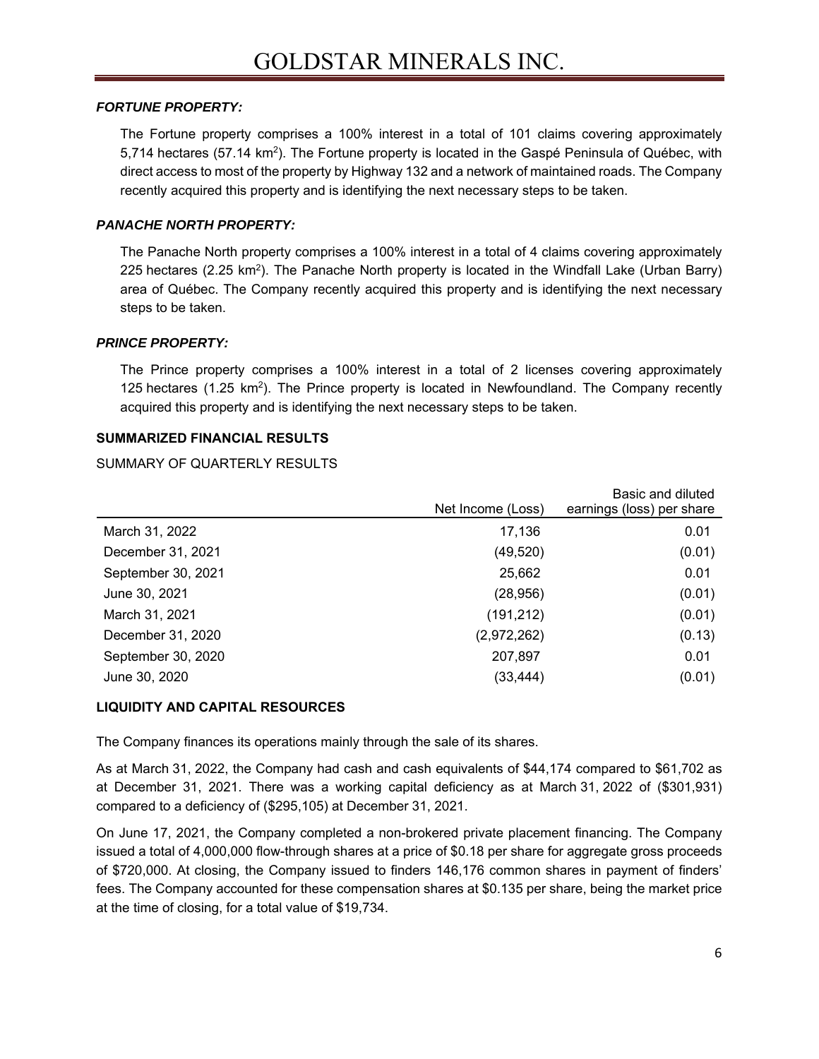### *FORTUNE PROPERTY:*

The Fortune property comprises a 100% interest in a total of 101 claims covering approximately 5,714 hectares (57.14 km$^2$). The Fortune property is located in the Gaspé Peninsula of Québec, with direct access to most of the property by Highway 132 and a network of maintained roads. The Company recently acquired this property and is identifying the next necessary steps to be taken.

### *PANACHE NORTH PROPERTY:*

The Panache North property comprises a 100% interest in a total of 4 claims covering approximately 225 hectares (2.25 km$^2$). The Panache North property is located in the Windfall Lake (Urban Barry) area of Québec. The Company recently acquired this property and is identifying the next necessary steps to be taken.

### *PRINCE PROPERTY:*

The Prince property comprises a 100% interest in a total of 2 licenses covering approximately 125 hectares (1.25 km$^2$). The Prince property is located in Newfoundland. The Company recently acquired this property and is identifying the next necessary steps to be taken.

## SUMMARIZED FINANCIAL RESULTS

SUMMARY OF QUARTERLY RESULTS

| | Net Income (Loss) | Basic and diluted earnings (loss) per share |
|---|---:|---:|
| March 31, 2022 | 17,136 | 0.01 |
| December 31, 2021 | (49,520) | (0.01) |
| September 30, 2021 | 25,662 | 0.01 |
| June 30, 2021 | (28,956) | (0.01) |
| March 31, 2021 | (191,212) | (0.01) |
| December 31, 2020 | (2,972,262) | (0.13) |
| September 30, 2020 | 207,897 | 0.01 |
| June 30, 2020 | (33,444) | (0.01) |

## LIQUIDITY AND CAPITAL RESOURCES

The Company finances its operations mainly through the sale of its shares.

As at March 31, 2022, the Company had cash and cash equivalents of $44,174 compared to $61,702 as at December 31, 2021. There was a working capital deficiency as at March 31, 2022 of ($301,931) compared to a deficiency of ($295,105) at December 31, 2021.

On June 17, 2021, the Company completed a non-brokered private placement financing. The Company issued a total of 4,000,000 flow-through shares at a price of $0.18 per share for aggregate gross proceeds of $720,000. At closing, the Company issued to finders 146,176 common shares in payment of finders' fees. The Company accounted for these compensation shares at $0.135 per share, being the market price at the time of closing, for a total value of $19,734.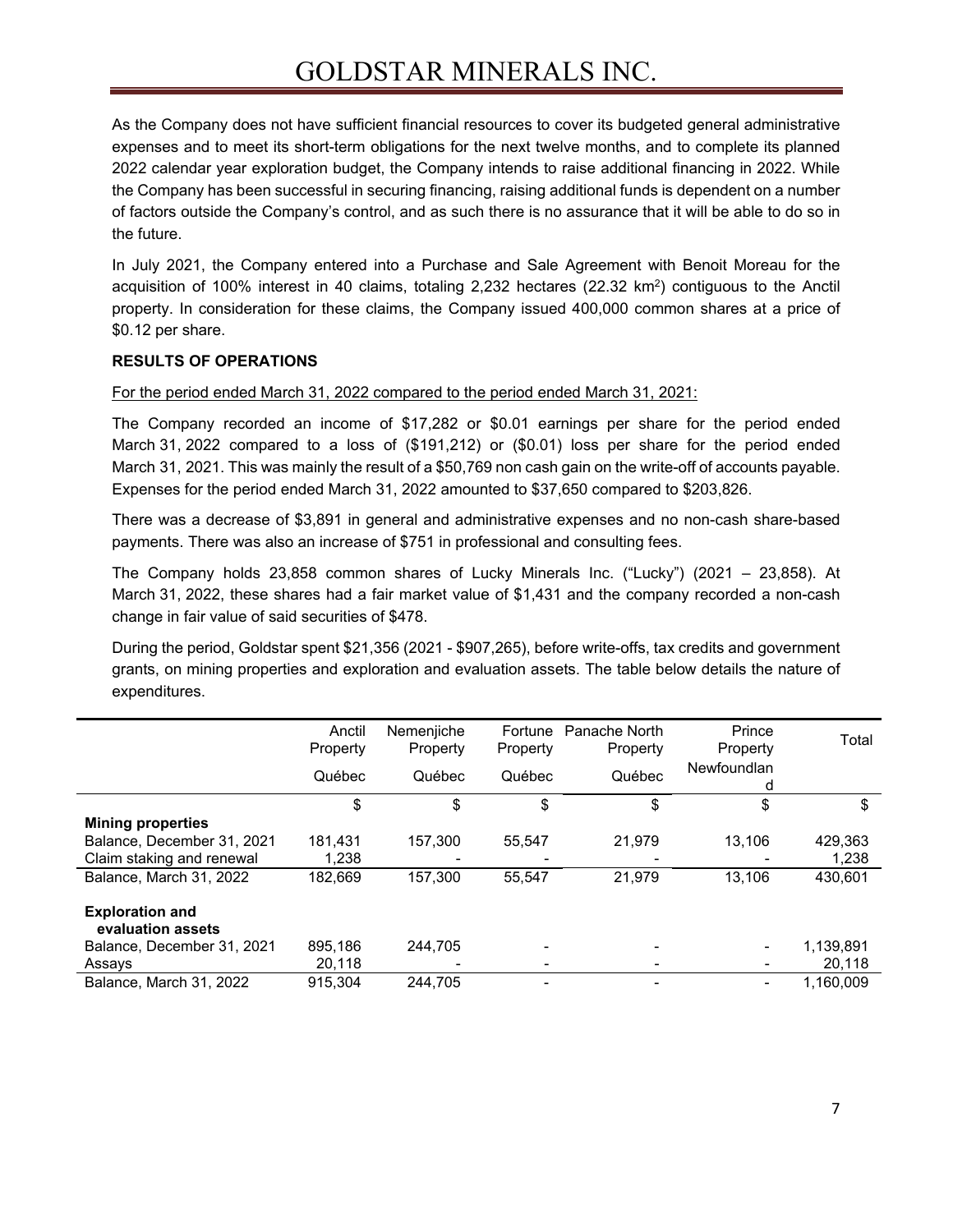As the Company does not have sufficient financial resources to cover its budgeted general administrative expenses and to meet its short-term obligations for the next twelve months, and to complete its planned 2022 calendar year exploration budget, the Company intends to raise additional financing in 2022. While the Company has been successful in securing financing, raising additional funds is dependent on a number of factors outside the Company's control, and as such there is no assurance that it will be able to do so in the future.

In July 2021, the Company entered into a Purchase and Sale Agreement with Benoit Moreau for the acquisition of 100% interest in 40 claims, totaling 2,232 hectares (22.32 km$^2$) contiguous to the Anctil property. In consideration for these claims, the Company issued 400,000 common shares at a price of $0.12 per share.

**RESULTS OF OPERATIONS**

For the period ended March 31, 2022 compared to the period ended March 31, 2021:

The Company recorded an income of $17,282 or $0.01 earnings per share for the period ended March 31, 2022 compared to a loss of ($191,212) or ($0.01) loss per share for the period ended March 31, 2021. This was mainly the result of a $50,769 non cash gain on the write-off of accounts payable. Expenses for the period ended March 31, 2022 amounted to $37,650 compared to $203,826.

There was a decrease of $3,891 in general and administrative expenses and no non-cash share-based payments. There was also an increase of $751 in professional and consulting fees.

The Company holds 23,858 common shares of Lucky Minerals Inc. ("Lucky") (2021 – 23,858). At March 31, 2022, these shares had a fair market value of $1,431 and the company recorded a non-cash change in fair value of said securities of $478.

During the period, Goldstar spent $21,356 (2021 - $907,265), before write-offs, tax credits and government grants, on mining properties and exploration and evaluation assets. The table below details the nature of expenditures.

| | Anctil Property | Nemenjiche Property | Fortune Property | Panache North Property | Prince Property | Total |
|---|---|---|---|---|---|---|
| | Québec | Québec | Québec | Québec | Newfoundland | |
| | $ | $ | $ | $ | $ | $ |
| **Mining properties** | | | | | | |
| Balance, December 31, 2021 | 181,431 | 157,300 | 55,547 | 21,979 | 13,106 | 429,363 |
| Claim staking and renewal | 1,238 | - | - | - | - | 1,238 |
| Balance, March 31, 2022 | 182,669 | 157,300 | 55,547 | 21,979 | 13,106 | 430,601 |
| **Exploration and evaluation assets** | | | | | | |
| Balance, December 31, 2021 | 895,186 | 244,705 | - | - | - | 1,139,891 |
| Assays | 20,118 | - | - | - | - | 20,118 |
| Balance, March 31, 2022 | 915,304 | 244,705 | - | - | - | 1,160,009 |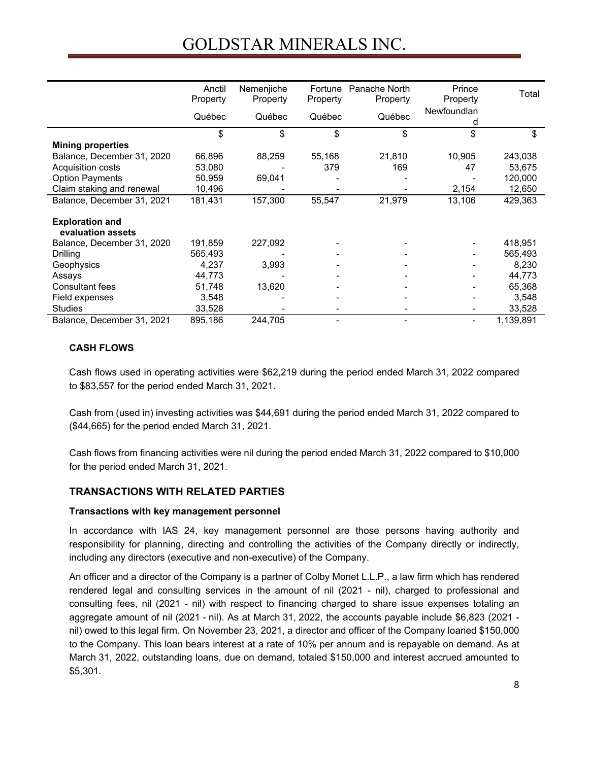| | Anctil Property | Nemenjiche Property | Fortune Property | Panache North Property | Prince Property | Total |
|---|---|---|---|---|---|---|
| | Québec | Québec | Québec | Québec | Newfoundland | |
| | $ | $ | $ | $ | $ | $ |
| **Mining properties** | | | | | | |
| Balance, December 31, 2020 | 66,896 | 88,259 | 55,168 | 21,810 | 10,905 | 243,038 |
| Acquisition costs | 53,080 | - | 379 | 169 | 47 | 53,675 |
| Option Payments | 50,959 | 69,041 | - | - | - | 120,000 |
| Claim staking and renewal | 10,496 | - | - | - | 2,154 | 12,650 |
| Balance, December 31, 2021 | 181,431 | 157,300 | 55,547 | 21,979 | 13,106 | 429,363 |
| **Exploration and evaluation assets** | | | | | | |
| Balance, December 31, 2020 | 191,859 | 227,092 | - | - | - | 418,951 |
| Drilling | 565,493 | - | - | - | - | 565,493 |
| Geophysics | 4,237 | 3,993 | - | - | - | 8,230 |
| Assays | 44,773 | - | - | - | - | 44,773 |
| Consultant fees | 51,748 | 13,620 | - | - | - | 65,368 |
| Field expenses | 3,548 | - | - | - | - | 3,548 |
| Studies | 33,528 | - | - | - | - | 33,528 |
| Balance, December 31, 2021 | 895,186 | 244,705 | - | - | - | 1,139,891 |

**CASH FLOWS**

Cash flows used in operating activities were $62,219 during the period ended March 31, 2022 compared to $83,557 for the period ended March 31, 2021.

Cash from (used in) investing activities was $44,691 during the period ended March 31, 2022 compared to ($44,665) for the period ended March 31, 2021.

Cash flows from financing activities were nil during the period ended March 31, 2022 compared to $10,000 for the period ended March 31, 2021.

## TRANSACTIONS WITH RELATED PARTIES

**Transactions with key management personnel**

In accordance with IAS 24, key management personnel are those persons having authority and responsibility for planning, directing and controlling the activities of the Company directly or indirectly, including any directors (executive and non-executive) of the Company.

An officer and a director of the Company is a partner of Colby Monet L.L.P., a law firm which has rendered rendered legal and consulting services in the amount of nil (2021 - nil), charged to professional and consulting fees, nil (2021 - nil) with respect to financing charged to share issue expenses totaling an aggregate amount of nil (2021 - nil). As at March 31, 2022, the accounts payable include $6,823 (2021 - nil) owed to this legal firm. On November 23, 2021, a director and officer of the Company loaned $150,000 to the Company. This loan bears interest at a rate of 10% per annum and is repayable on demand. As at March 31, 2022, outstanding loans, due on demand, totaled $150,000 and interest accrued amounted to $5,301.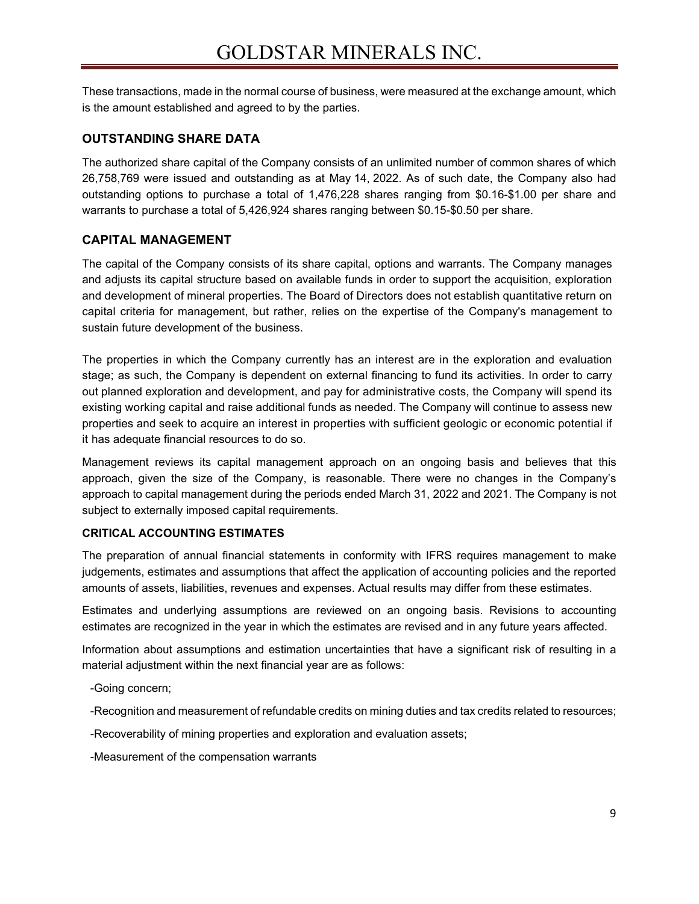These transactions, made in the normal course of business, were measured at the exchange amount, which is the amount established and agreed to by the parties.

## OUTSTANDING SHARE DATA

The authorized share capital of the Company consists of an unlimited number of common shares of which 26,758,769 were issued and outstanding as at May 14, 2022. As of such date, the Company also had outstanding options to purchase a total of 1,476,228 shares ranging from $0.16-$1.00 per share and warrants to purchase a total of 5,426,924 shares ranging between $0.15-$0.50 per share.

## CAPITAL MANAGEMENT

The capital of the Company consists of its share capital, options and warrants. The Company manages and adjusts its capital structure based on available funds in order to support the acquisition, exploration and development of mineral properties. The Board of Directors does not establish quantitative return on capital criteria for management, but rather, relies on the expertise of the Company's management to sustain future development of the business.

The properties in which the Company currently has an interest are in the exploration and evaluation stage; as such, the Company is dependent on external financing to fund its activities. In order to carry out planned exploration and development, and pay for administrative costs, the Company will spend its existing working capital and raise additional funds as needed. The Company will continue to assess new properties and seek to acquire an interest in properties with sufficient geologic or economic potential if it has adequate financial resources to do so.

Management reviews its capital management approach on an ongoing basis and believes that this approach, given the size of the Company, is reasonable. There were no changes in the Company's approach to capital management during the periods ended March 31, 2022 and 2021. The Company is not subject to externally imposed capital requirements.

### CRITICAL ACCOUNTING ESTIMATES

The preparation of annual financial statements in conformity with IFRS requires management to make judgements, estimates and assumptions that affect the application of accounting policies and the reported amounts of assets, liabilities, revenues and expenses. Actual results may differ from these estimates.

Estimates and underlying assumptions are reviewed on an ongoing basis. Revisions to accounting estimates are recognized in the year in which the estimates are revised and in any future years affected.

Information about assumptions and estimation uncertainties that have a significant risk of resulting in a material adjustment within the next financial year are as follows:

-Going concern;

-Recognition and measurement of refundable credits on mining duties and tax credits related to resources;

-Recoverability of mining properties and exploration and evaluation assets;

-Measurement of the compensation warrants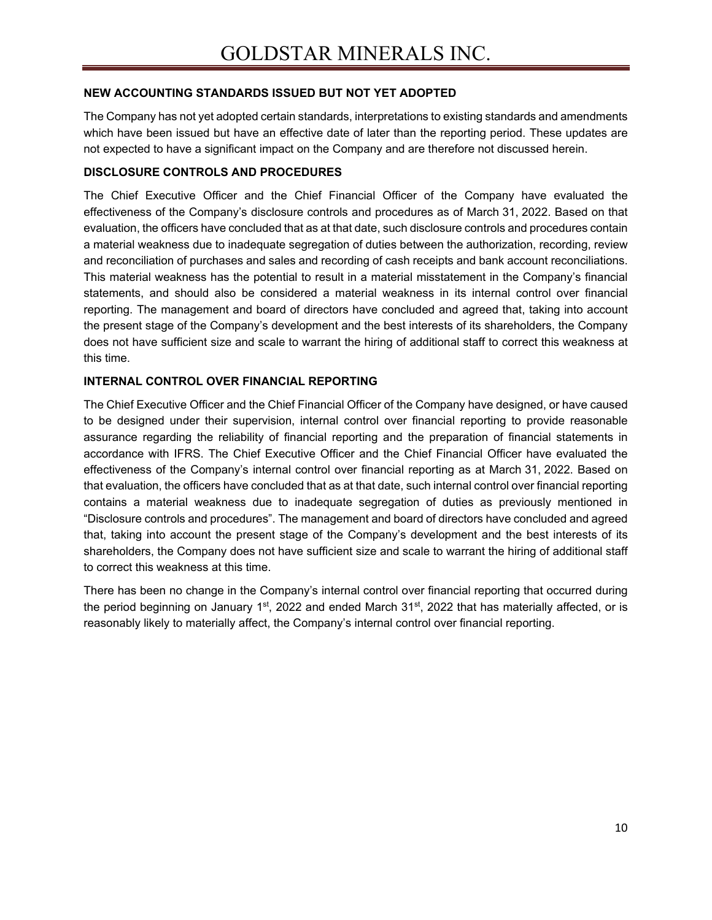## NEW ACCOUNTING STANDARDS ISSUED BUT NOT YET ADOPTED

The Company has not yet adopted certain standards, interpretations to existing standards and amendments which have been issued but have an effective date of later than the reporting period. These updates are not expected to have a significant impact on the Company and are therefore not discussed herein.

## DISCLOSURE CONTROLS AND PROCEDURES

The Chief Executive Officer and the Chief Financial Officer of the Company have evaluated the effectiveness of the Company's disclosure controls and procedures as of March 31, 2022. Based on that evaluation, the officers have concluded that as at that date, such disclosure controls and procedures contain a material weakness due to inadequate segregation of duties between the authorization, recording, review and reconciliation of purchases and sales and recording of cash receipts and bank account reconciliations. This material weakness has the potential to result in a material misstatement in the Company's financial statements, and should also be considered a material weakness in its internal control over financial reporting. The management and board of directors have concluded and agreed that, taking into account the present stage of the Company's development and the best interests of its shareholders, the Company does not have sufficient size and scale to warrant the hiring of additional staff to correct this weakness at this time.

## INTERNAL CONTROL OVER FINANCIAL REPORTING

The Chief Executive Officer and the Chief Financial Officer of the Company have designed, or have caused to be designed under their supervision, internal control over financial reporting to provide reasonable assurance regarding the reliability of financial reporting and the preparation of financial statements in accordance with IFRS. The Chief Executive Officer and the Chief Financial Officer have evaluated the effectiveness of the Company's internal control over financial reporting as at March 31, 2022. Based on that evaluation, the officers have concluded that as at that date, such internal control over financial reporting contains a material weakness due to inadequate segregation of duties as previously mentioned in "Disclosure controls and procedures". The management and board of directors have concluded and agreed that, taking into account the present stage of the Company's development and the best interests of its shareholders, the Company does not have sufficient size and scale to warrant the hiring of additional staff to correct this weakness at this time.

There has been no change in the Company's internal control over financial reporting that occurred during the period beginning on January 1st, 2022 and ended March 31st, 2022 that has materially affected, or is reasonably likely to materially affect, the Company's internal control over financial reporting.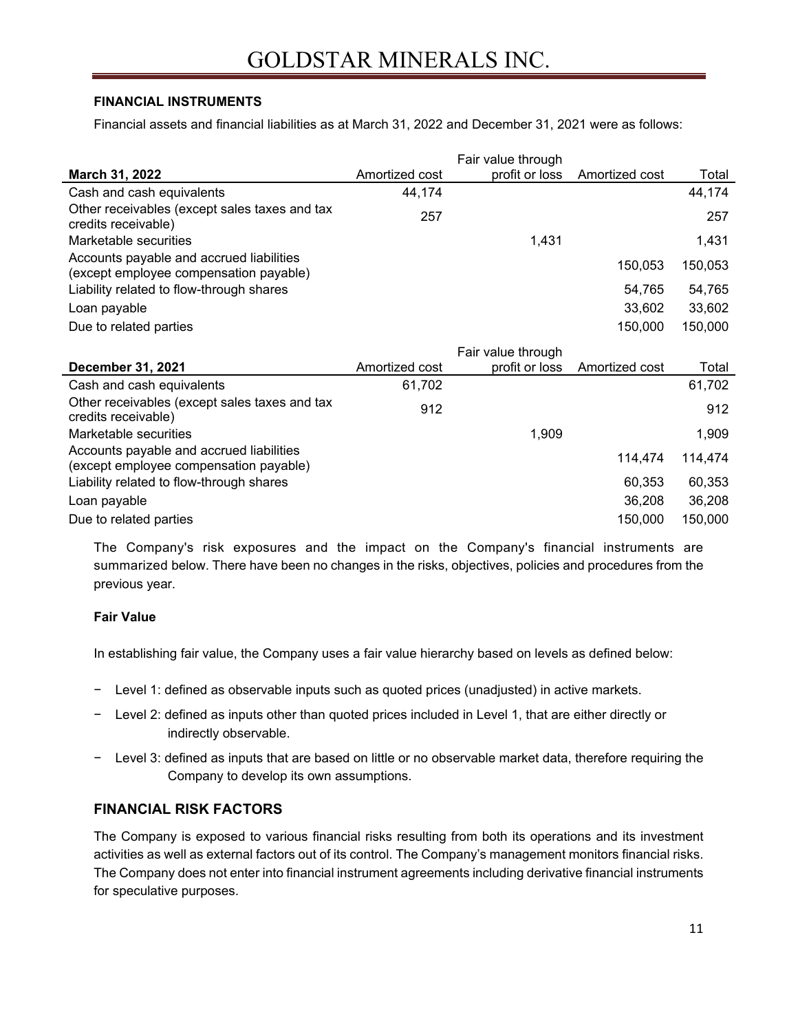## FINANCIAL INSTRUMENTS

Financial assets and financial liabilities as at March 31, 2022 and December 31, 2021 were as follows:

| March 31, 2022 | Amortized cost | Fair value through profit or loss | Amortized cost | Total |
|---|---|---|---|---|
| Cash and cash equivalents | 44,174 | | | 44,174 |
| Other receivables (except sales taxes and tax credits receivable) | 257 | | | 257 |
| Marketable securities | | 1,431 | | 1,431 |
| Accounts payable and accrued liabilities (except employee compensation payable) | | | 150,053 | 150,053 |
| Liability related to flow-through shares | | | 54,765 | 54,765 |
| Loan payable | | | 33,602 | 33,602 |
| Due to related parties | | | 150,000 | 150,000 |

| December 31, 2021 | Amortized cost | Fair value through profit or loss | Amortized cost | Total |
|---|---|---|---|---|
| Cash and cash equivalents | 61,702 | | | 61,702 |
| Other receivables (except sales taxes and tax credits receivable) | 912 | | | 912 |
| Marketable securities | | 1,909 | | 1,909 |
| Accounts payable and accrued liabilities (except employee compensation payable) | | | 114,474 | 114,474 |
| Liability related to flow-through shares | | | 60,353 | 60,353 |
| Loan payable | | | 36,208 | 36,208 |
| Due to related parties | | | 150,000 | 150,000 |

The Company's risk exposures and the impact on the Company's financial instruments are summarized below. There have been no changes in the risks, objectives, policies and procedures from the previous year.

### Fair Value

In establishing fair value, the Company uses a fair value hierarchy based on levels as defined below:

- Level 1: defined as observable inputs such as quoted prices (unadjusted) in active markets.
- Level 2: defined as inputs other than quoted prices included in Level 1, that are either directly or indirectly observable.
- Level 3: defined as inputs that are based on little or no observable market data, therefore requiring the Company to develop its own assumptions.

## FINANCIAL RISK FACTORS

The Company is exposed to various financial risks resulting from both its operations and its investment activities as well as external factors out of its control. The Company's management monitors financial risks. The Company does not enter into financial instrument agreements including derivative financial instruments for speculative purposes.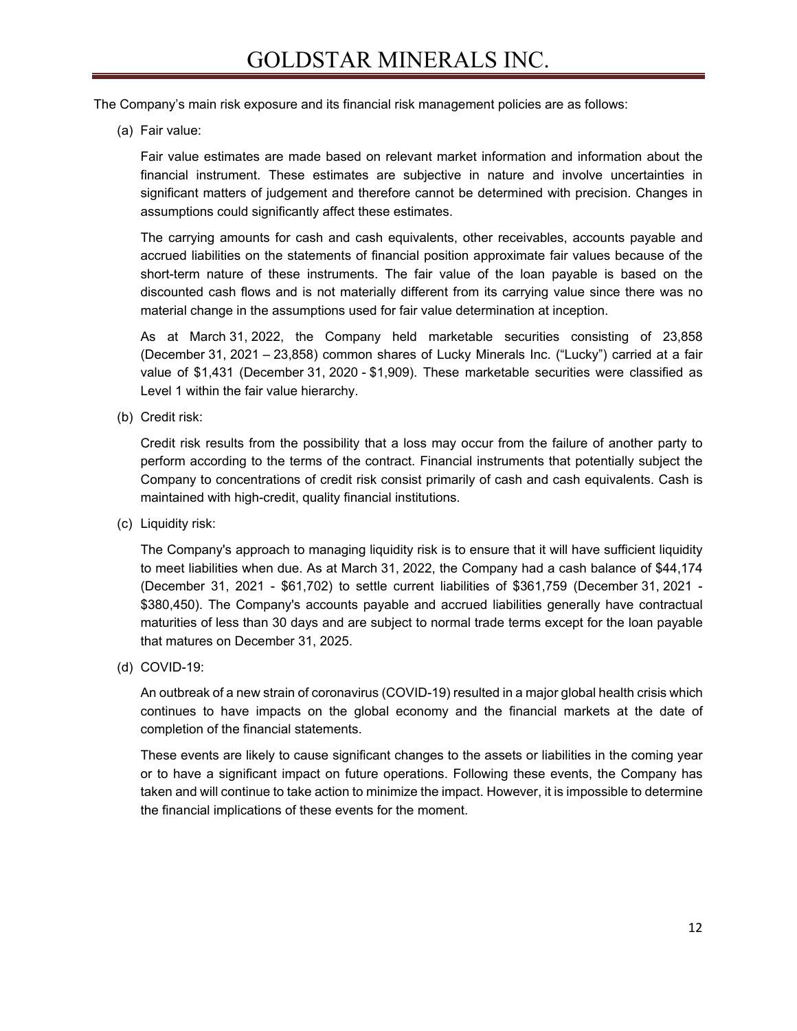The Company's main risk exposure and its financial risk management policies are as follows:

(a) Fair value:

Fair value estimates are made based on relevant market information and information about the financial instrument. These estimates are subjective in nature and involve uncertainties in significant matters of judgement and therefore cannot be determined with precision. Changes in assumptions could significantly affect these estimates.

The carrying amounts for cash and cash equivalents, other receivables, accounts payable and accrued liabilities on the statements of financial position approximate fair values because of the short-term nature of these instruments. The fair value of the loan payable is based on the discounted cash flows and is not materially different from its carrying value since there was no material change in the assumptions used for fair value determination at inception.

As at March 31, 2022, the Company held marketable securities consisting of 23,858 (December 31, 2021 – 23,858) common shares of Lucky Minerals Inc. ("Lucky") carried at a fair value of $1,431 (December 31, 2020 - $1,909). These marketable securities were classified as Level 1 within the fair value hierarchy.

(b) Credit risk:

Credit risk results from the possibility that a loss may occur from the failure of another party to perform according to the terms of the contract. Financial instruments that potentially subject the Company to concentrations of credit risk consist primarily of cash and cash equivalents. Cash is maintained with high-credit, quality financial institutions.

(c) Liquidity risk:

The Company's approach to managing liquidity risk is to ensure that it will have sufficient liquidity to meet liabilities when due. As at March 31, 2022, the Company had a cash balance of $44,174 (December 31, 2021 - $61,702) to settle current liabilities of $361,759 (December 31, 2021 - $380,450). The Company's accounts payable and accrued liabilities generally have contractual maturities of less than 30 days and are subject to normal trade terms except for the loan payable that matures on December 31, 2025.

(d) COVID-19:

An outbreak of a new strain of coronavirus (COVID-19) resulted in a major global health crisis which continues to have impacts on the global economy and the financial markets at the date of completion of the financial statements.

These events are likely to cause significant changes to the assets or liabilities in the coming year or to have a significant impact on future operations. Following these events, the Company has taken and will continue to take action to minimize the impact. However, it is impossible to determine the financial implications of these events for the moment.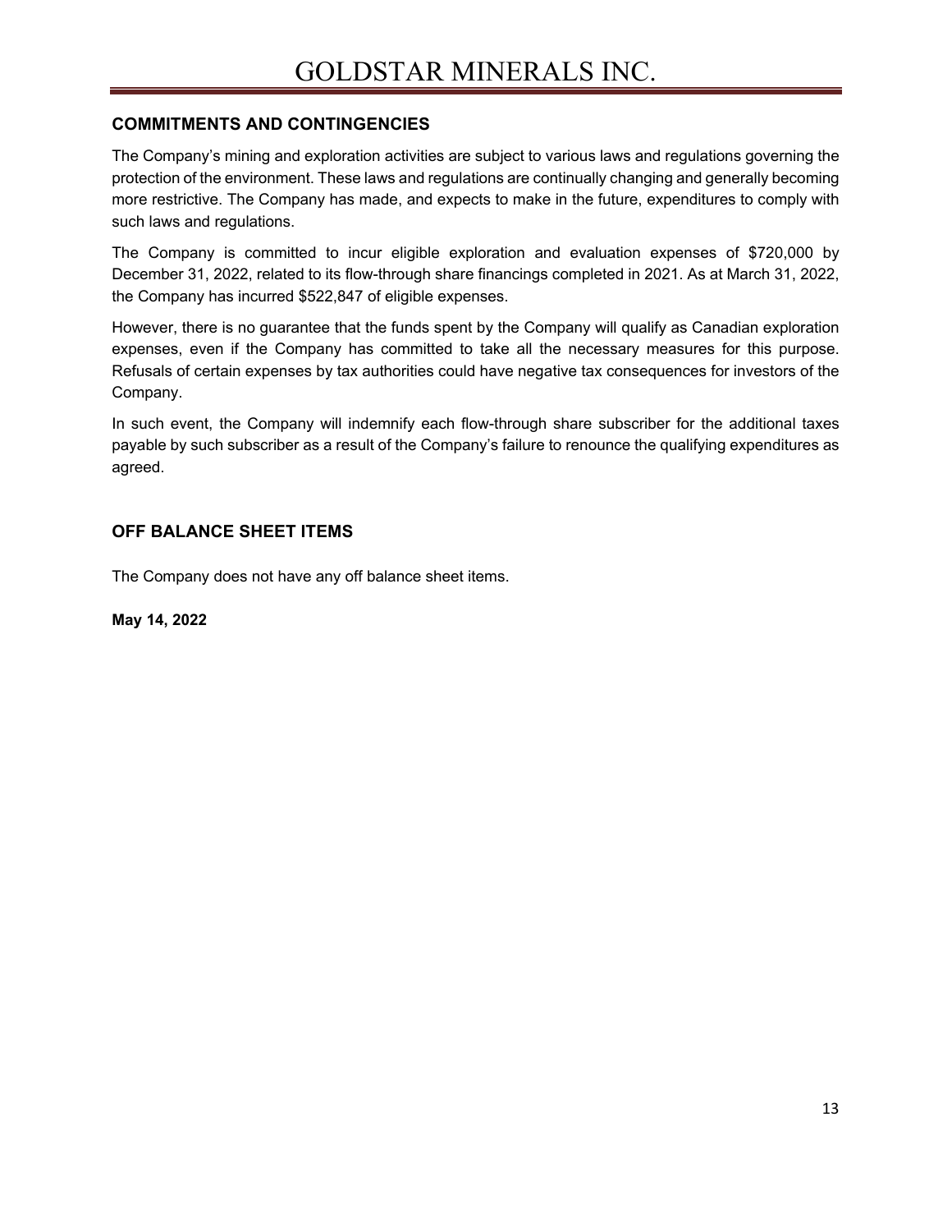## COMMITMENTS AND CONTINGENCIES

The Company's mining and exploration activities are subject to various laws and regulations governing the protection of the environment. These laws and regulations are continually changing and generally becoming more restrictive. The Company has made, and expects to make in the future, expenditures to comply with such laws and regulations.

The Company is committed to incur eligible exploration and evaluation expenses of $720,000 by December 31, 2022, related to its flow-through share financings completed in 2021. As at March 31, 2022, the Company has incurred $522,847 of eligible expenses.

However, there is no guarantee that the funds spent by the Company will qualify as Canadian exploration expenses, even if the Company has committed to take all the necessary measures for this purpose. Refusals of certain expenses by tax authorities could have negative tax consequences for investors of the Company.

In such event, the Company will indemnify each flow-through share subscriber for the additional taxes payable by such subscriber as a result of the Company's failure to renounce the qualifying expenditures as agreed.

## OFF BALANCE SHEET ITEMS

The Company does not have any off balance sheet items.

**May 14, 2022**